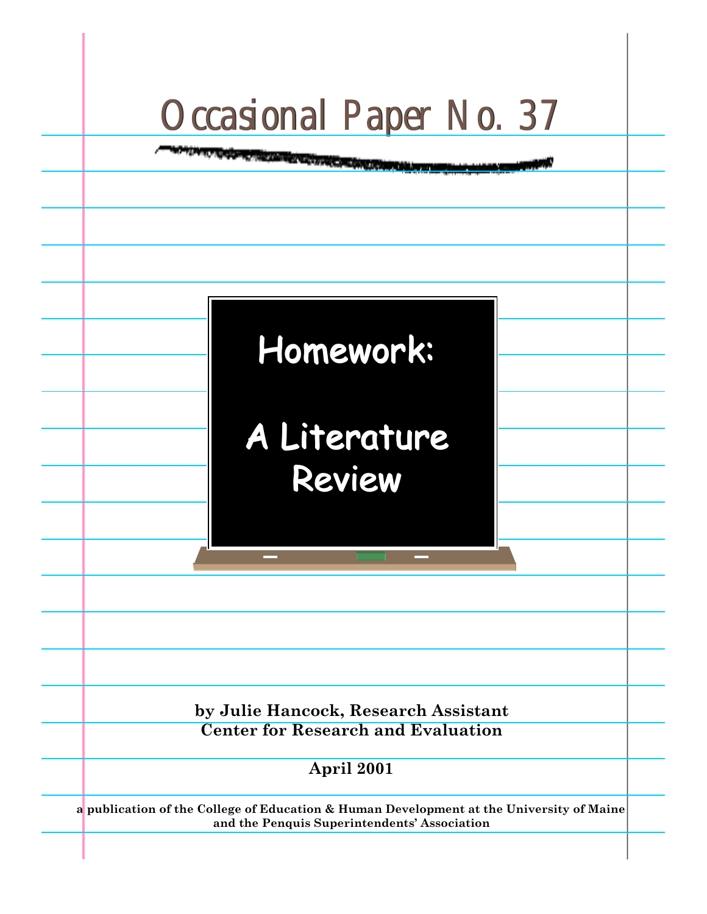# Occasional Paper No. 37

# Homework: A Literature Review

**by Julie Hancock, Research Assistant**
**Center for Research and Evaluation**

**April 2001**

**a publication of the College of Education & Human Development at the University of Maine and the Penquis Superintendents' Association**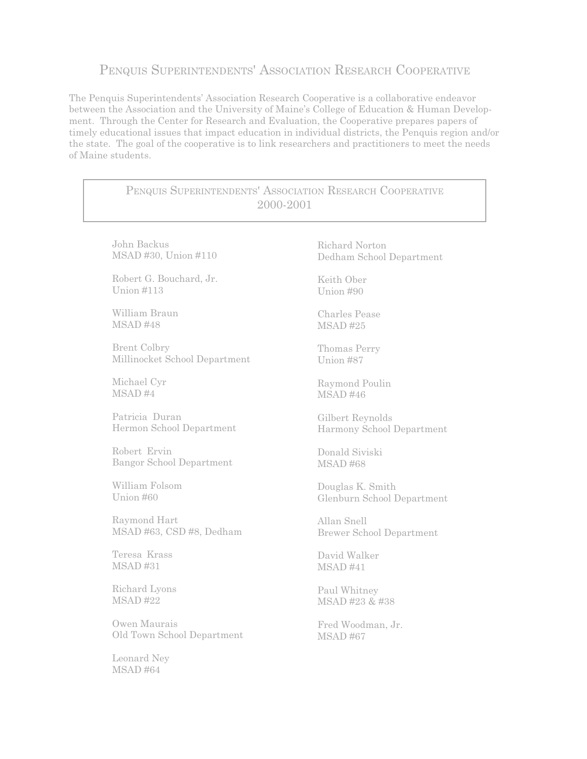# Penquis Superintendents' Association Research Cooperative

The Penquis Superintendents' Association Research Cooperative is a collaborative endeavor between the Association and the University of Maine's College of Education & Human Development. Through the Center for Research and Evaluation, the Cooperative prepares papers of timely educational issues that impact education in individual districts, the Penquis region and/or the state. The goal of the cooperative is to link researchers and practitioners to meet the needs of Maine students.

## Penquis Superintendents' Association Research Cooperative 2000-2001

John Backus
MSAD #30, Union #110

Robert G. Bouchard, Jr.
Union #113

William Braun
MSAD #48

Brent Colbry
Millinocket School Department

Michael Cyr
MSAD #4

Patricia Duran
Hermon School Department

Robert Ervin
Bangor School Department

William Folsom
Union #60

Raymond Hart
MSAD #63, CSD #8, Dedham

Teresa Krass
MSAD #31

Richard Lyons
MSAD #22

Owen Maurais
Old Town School Department

Leonard Ney
MSAD #64

Richard Norton
Dedham School Department

Keith Ober
Union #90

Charles Pease
MSAD #25

Thomas Perry
Union #87

Raymond Poulin
MSAD #46

Gilbert Reynolds
Harmony School Department

Donald Siviski
MSAD #68

Douglas K. Smith
Glenburn School Department

Allan Snell
Brewer School Department

David Walker
MSAD #41

Paul Whitney
MSAD #23 & #38

Fred Woodman, Jr.
MSAD #67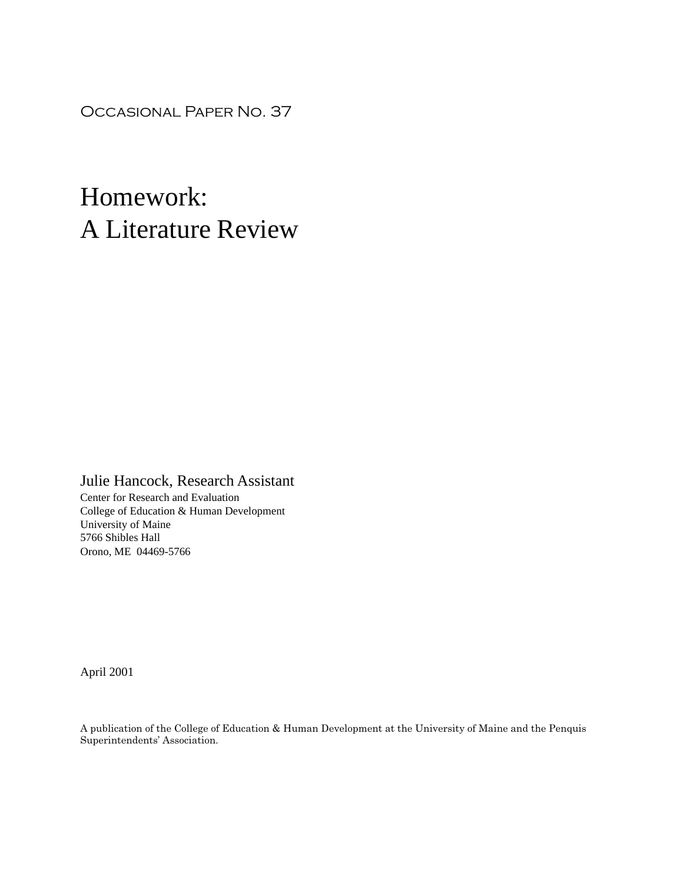Occasional Paper No. 37

# Homework:
# A Literature Review

Julie Hancock, Research Assistant
Center for Research and Evaluation
College of Education & Human Development
University of Maine
5766 Shibles Hall
Orono, ME 04469-5766

April 2001

A publication of the College of Education & Human Development at the University of Maine and the Penquis Superintendents' Association.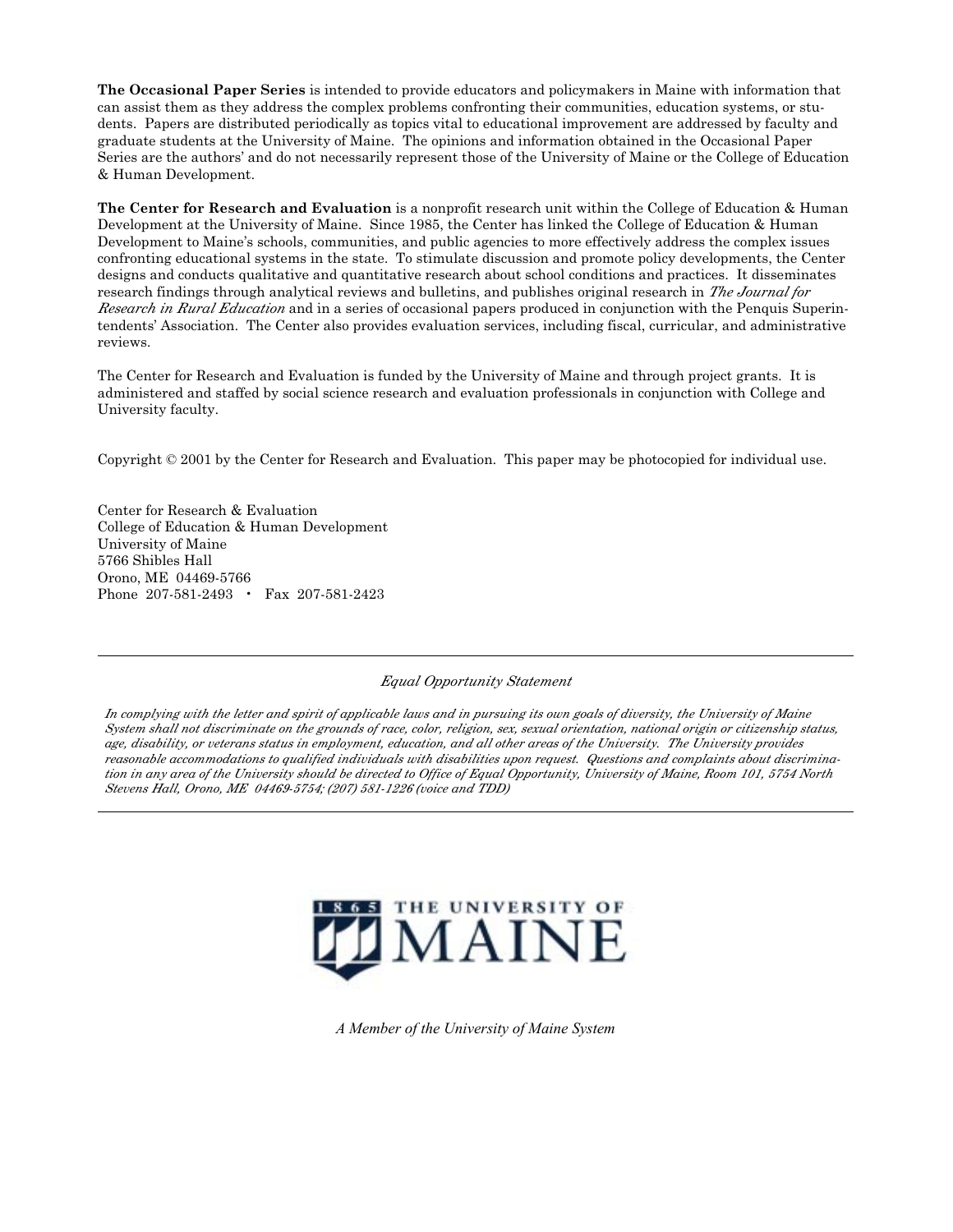**The Occasional Paper Series** is intended to provide educators and policymakers in Maine with information that can assist them as they address the complex problems confronting their communities, education systems, or students. Papers are distributed periodically as topics vital to educational improvement are addressed by faculty and graduate students at the University of Maine. The opinions and information obtained in the Occasional Paper Series are the authors' and do not necessarily represent those of the University of Maine or the College of Education & Human Development.

**The Center for Research and Evaluation** is a nonprofit research unit within the College of Education & Human Development at the University of Maine. Since 1985, the Center has linked the College of Education & Human Development to Maine's schools, communities, and public agencies to more effectively address the complex issues confronting educational systems in the state. To stimulate discussion and promote policy developments, the Center designs and conducts qualitative and quantitative research about school conditions and practices. It disseminates research findings through analytical reviews and bulletins, and publishes original research in *The Journal for Research in Rural Education* and in a series of occasional papers produced in conjunction with the Penquis Superintendents' Association. The Center also provides evaluation services, including fiscal, curricular, and administrative reviews.

The Center for Research and Evaluation is funded by the University of Maine and through project grants. It is administered and staffed by social science research and evaluation professionals in conjunction with College and University faculty.

Copyright © 2001 by the Center for Research and Evaluation. This paper may be photocopied for individual use.

Center for Research & Evaluation
College of Education & Human Development
University of Maine
5766 Shibles Hall
Orono, ME 04469-5766
Phone 207-581-2493 • Fax 207-581-2423

---

*Equal Opportunity Statement*

*In complying with the letter and spirit of applicable laws and in pursuing its own goals of diversity, the University of Maine System shall not discriminate on the grounds of race, color, religion, sex, sexual orientation, national origin or citizenship status, age, disability, or veterans status in employment, education, and all other areas of the University. The University provides reasonable accommodations to qualified individuals with disabilities upon request. Questions and complaints about discrimination in any area of the University should be directed to Office of Equal Opportunity, University of Maine, Room 101, 5754 North Stevens Hall, Orono, ME 04469-5754; (207) 581-1226 (voice and TDD)*

---

1865 THE UNIVERSITY OF MAINE

*A Member of the University of Maine System*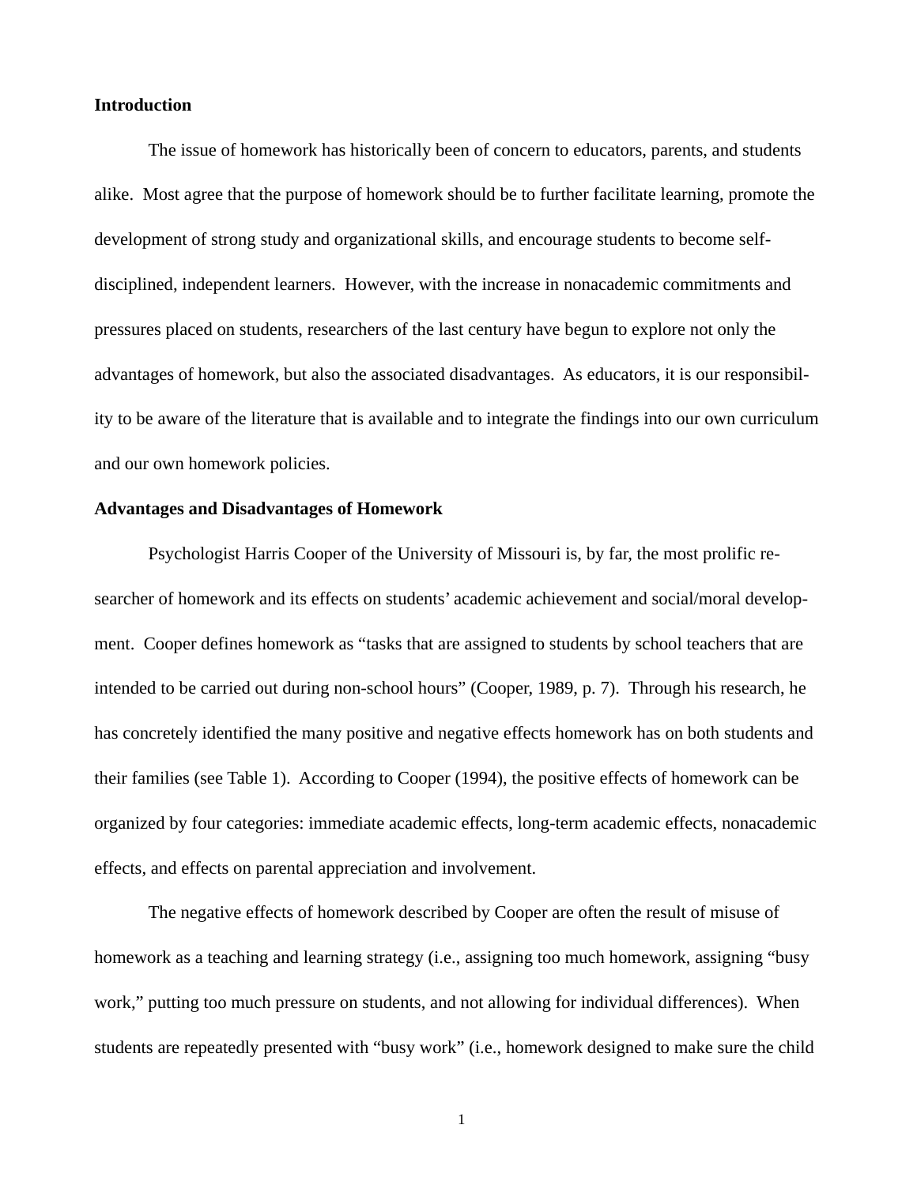**Introduction**

The issue of homework has historically been of concern to educators, parents, and students alike. Most agree that the purpose of homework should be to further facilitate learning, promote the development of strong study and organizational skills, and encourage students to become self-disciplined, independent learners. However, with the increase in nonacademic commitments and pressures placed on students, researchers of the last century have begun to explore not only the advantages of homework, but also the associated disadvantages. As educators, it is our responsibility to be aware of the literature that is available and to integrate the findings into our own curriculum and our own homework policies.

**Advantages and Disadvantages of Homework**

Psychologist Harris Cooper of the University of Missouri is, by far, the most prolific researcher of homework and its effects on students' academic achievement and social/moral development. Cooper defines homework as "tasks that are assigned to students by school teachers that are intended to be carried out during non-school hours" (Cooper, 1989, p. 7). Through his research, he has concretely identified the many positive and negative effects homework has on both students and their families (see Table 1). According to Cooper (1994), the positive effects of homework can be organized by four categories: immediate academic effects, long-term academic effects, nonacademic effects, and effects on parental appreciation and involvement.

The negative effects of homework described by Cooper are often the result of misuse of homework as a teaching and learning strategy (i.e., assigning too much homework, assigning "busy work," putting too much pressure on students, and not allowing for individual differences). When students are repeatedly presented with "busy work" (i.e., homework designed to make sure the child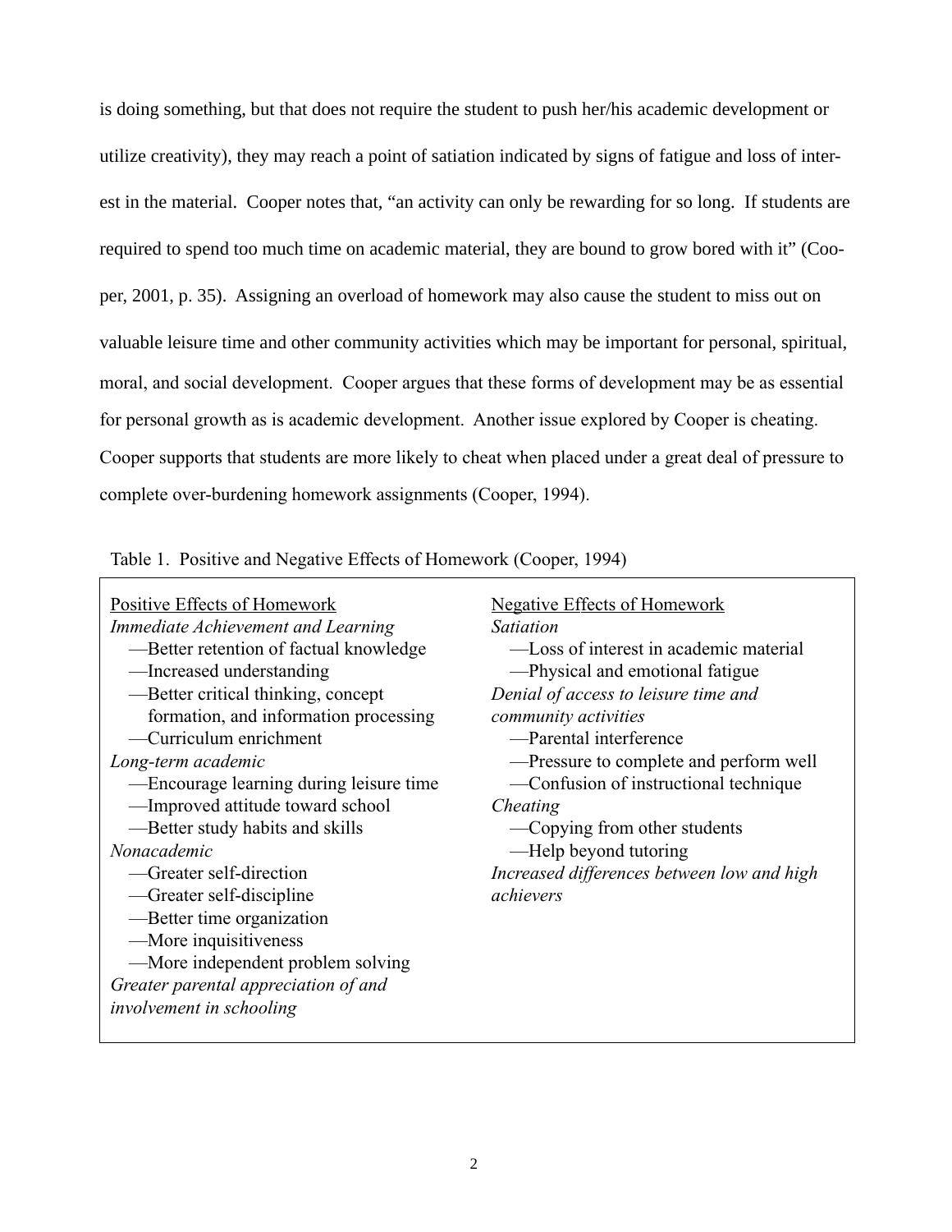is doing something, but that does not require the student to push her/his academic development or utilize creativity), they may reach a point of satiation indicated by signs of fatigue and loss of interest in the material. Cooper notes that, “an activity can only be rewarding for so long. If students are required to spend too much time on academic material, they are bound to grow bored with it” (Cooper, 2001, p. 35). Assigning an overload of homework may also cause the student to miss out on valuable leisure time and other community activities which may be important for personal, spiritual, moral, and social development. Cooper argues that these forms of development may be as essential for personal growth as is academic development. Another issue explored by Cooper is cheating. Cooper supports that students are more likely to cheat when placed under a great deal of pressure to complete over-burdening homework assignments (Cooper, 1994).

Table 1. Positive and Negative Effects of Homework (Cooper, 1994)

| Positive Effects of Homework | Negative Effects of Homework |
|---|---|
| *Immediate Achievement and Learning* | *Satiation* |
| —Better retention of factual knowledge | —Loss of interest in academic material |
| —Increased understanding | —Physical and emotional fatigue |
| —Better critical thinking, concept formation, and information processing | *Denial of access to leisure time and community activities* |
| —Curriculum enrichment | —Parental interference |
| *Long-term academic* | —Pressure to complete and perform well |
| —Encourage learning during leisure time | —Confusion of instructional technique |
| —Improved attitude toward school | *Cheating* |
| —Better study habits and skills | —Copying from other students |
| *Nonacademic* | —Help beyond tutoring |
| —Greater self-direction | *Increased differences between low and high achievers* |
| —Greater self-discipline | |
| —Better time organization | |
| —More inquisitiveness | |
| —More independent problem solving | |
| *Greater parental appreciation of and involvement in schooling* | |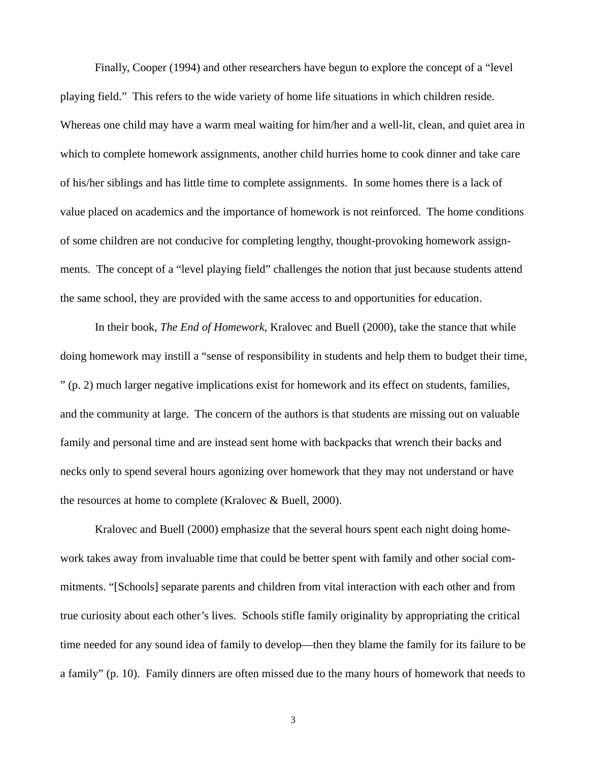Finally, Cooper (1994) and other researchers have begun to explore the concept of a "level playing field." This refers to the wide variety of home life situations in which children reside. Whereas one child may have a warm meal waiting for him/her and a well-lit, clean, and quiet area in which to complete homework assignments, another child hurries home to cook dinner and take care of his/her siblings and has little time to complete assignments. In some homes there is a lack of value placed on academics and the importance of homework is not reinforced. The home conditions of some children are not conducive for completing lengthy, thought-provoking homework assignments. The concept of a "level playing field" challenges the notion that just because students attend the same school, they are provided with the same access to and opportunities for education.

In their book, *The End of Homework*, Kralovec and Buell (2000), take the stance that while doing homework may instill a "sense of responsibility in students and help them to budget their time, " (p. 2) much larger negative implications exist for homework and its effect on students, families, and the community at large. The concern of the authors is that students are missing out on valuable family and personal time and are instead sent home with backpacks that wrench their backs and necks only to spend several hours agonizing over homework that they may not understand or have the resources at home to complete (Kralovec & Buell, 2000).

Kralovec and Buell (2000) emphasize that the several hours spent each night doing homework takes away from invaluable time that could be better spent with family and other social commitments. "[Schools] separate parents and children from vital interaction with each other and from true curiosity about each other's lives. Schools stifle family originality by appropriating the critical time needed for any sound idea of family to develop—then they blame the family for its failure to be a family" (p. 10). Family dinners are often missed due to the many hours of homework that needs to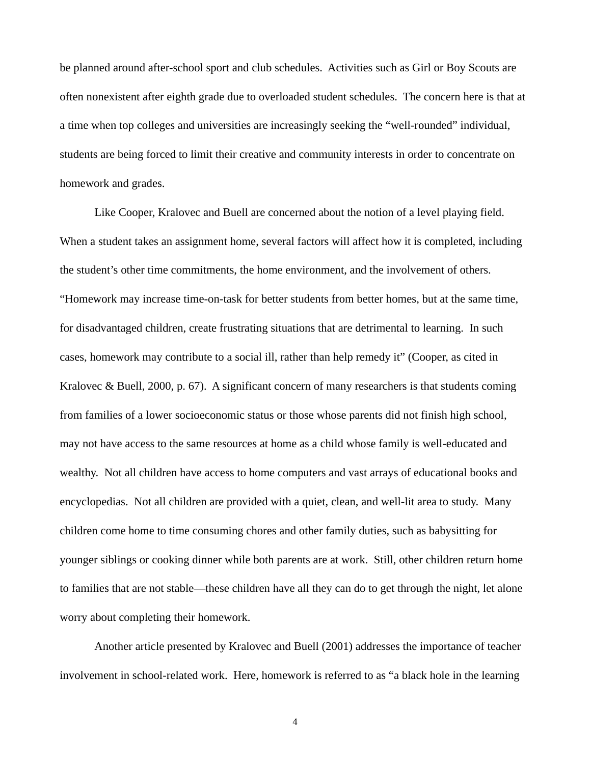be planned around after-school sport and club schedules. Activities such as Girl or Boy Scouts are often nonexistent after eighth grade due to overloaded student schedules. The concern here is that at a time when top colleges and universities are increasingly seeking the "well-rounded" individual, students are being forced to limit their creative and community interests in order to concentrate on homework and grades.

Like Cooper, Kralovec and Buell are concerned about the notion of a level playing field. When a student takes an assignment home, several factors will affect how it is completed, including the student's other time commitments, the home environment, and the involvement of others. "Homework may increase time-on-task for better students from better homes, but at the same time, for disadvantaged children, create frustrating situations that are detrimental to learning. In such cases, homework may contribute to a social ill, rather than help remedy it" (Cooper, as cited in Kralovec & Buell, 2000, p. 67). A significant concern of many researchers is that students coming from families of a lower socioeconomic status or those whose parents did not finish high school, may not have access to the same resources at home as a child whose family is well-educated and wealthy. Not all children have access to home computers and vast arrays of educational books and encyclopedias. Not all children are provided with a quiet, clean, and well-lit area to study. Many children come home to time consuming chores and other family duties, such as babysitting for younger siblings or cooking dinner while both parents are at work. Still, other children return home to families that are not stable—these children have all they can do to get through the night, let alone worry about completing their homework.

Another article presented by Kralovec and Buell (2001) addresses the importance of teacher involvement in school-related work. Here, homework is referred to as "a black hole in the learning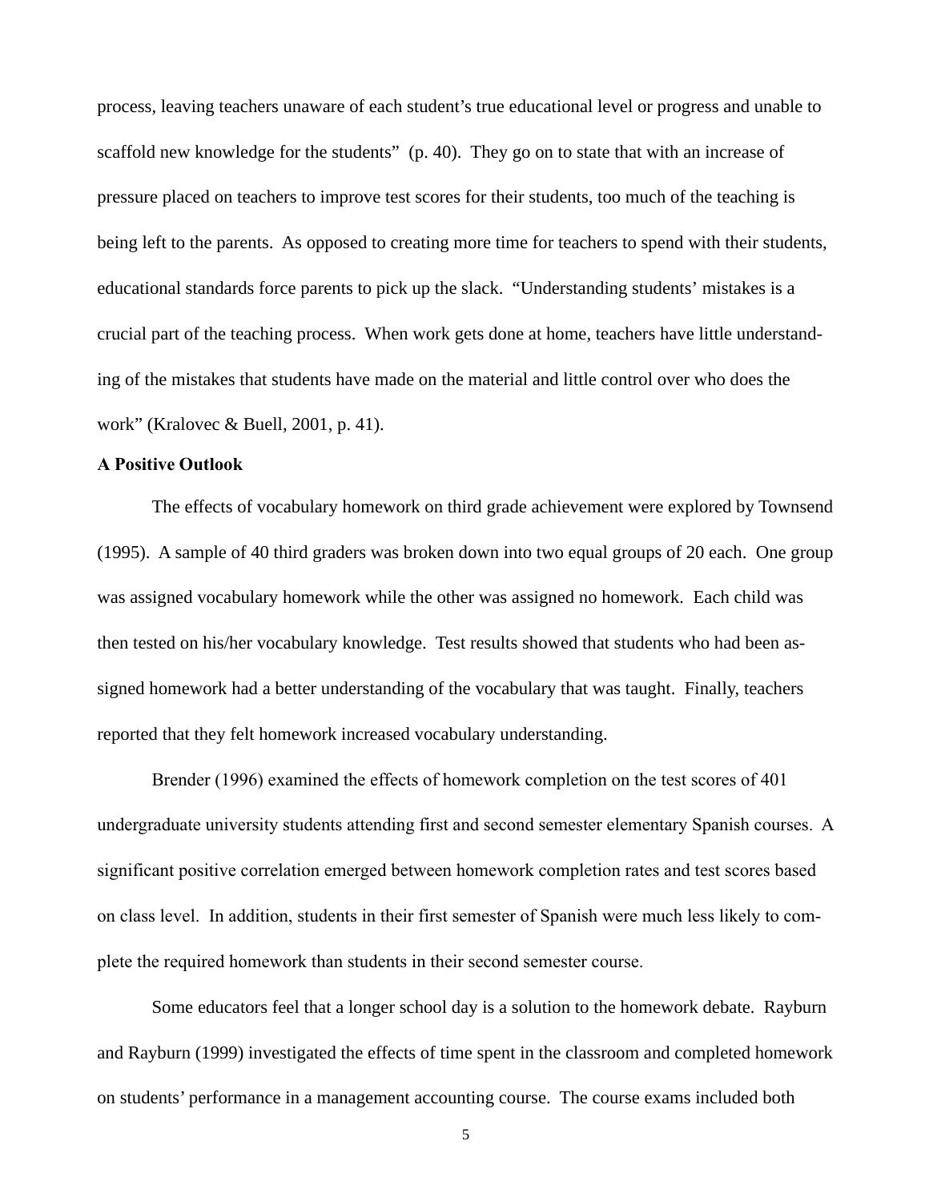process, leaving teachers unaware of each student's true educational level or progress and unable to scaffold new knowledge for the students" (p. 40). They go on to state that with an increase of pressure placed on teachers to improve test scores for their students, too much of the teaching is being left to the parents. As opposed to creating more time for teachers to spend with their students, educational standards force parents to pick up the slack. "Understanding students' mistakes is a crucial part of the teaching process. When work gets done at home, teachers have little understanding of the mistakes that students have made on the material and little control over who does the work" (Kralovec & Buell, 2001, p. 41).

**A Positive Outlook**

The effects of vocabulary homework on third grade achievement were explored by Townsend (1995). A sample of 40 third graders was broken down into two equal groups of 20 each. One group was assigned vocabulary homework while the other was assigned no homework. Each child was then tested on his/her vocabulary knowledge. Test results showed that students who had been assigned homework had a better understanding of the vocabulary that was taught. Finally, teachers reported that they felt homework increased vocabulary understanding.

Brender (1996) examined the effects of homework completion on the test scores of 401 undergraduate university students attending first and second semester elementary Spanish courses. A significant positive correlation emerged between homework completion rates and test scores based on class level. In addition, students in their first semester of Spanish were much less likely to complete the required homework than students in their second semester course.

Some educators feel that a longer school day is a solution to the homework debate. Rayburn and Rayburn (1999) investigated the effects of time spent in the classroom and completed homework on students' performance in a management accounting course. The course exams included both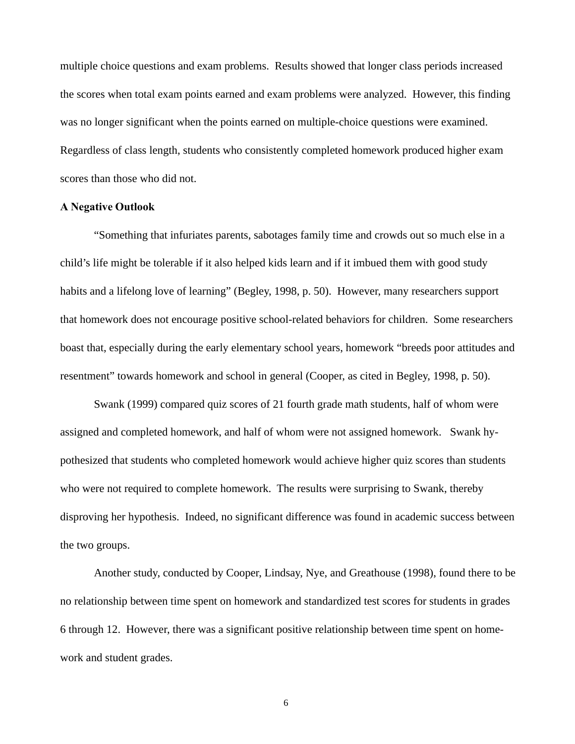multiple choice questions and exam problems. Results showed that longer class periods increased the scores when total exam points earned and exam problems were analyzed. However, this finding was no longer significant when the points earned on multiple-choice questions were examined. Regardless of class length, students who consistently completed homework produced higher exam scores than those who did not.

**A Negative Outlook**

"Something that infuriates parents, sabotages family time and crowds out so much else in a child's life might be tolerable if it also helped kids learn and if it imbued them with good study habits and a lifelong love of learning" (Begley, 1998, p. 50). However, many researchers support that homework does not encourage positive school-related behaviors for children. Some researchers boast that, especially during the early elementary school years, homework "breeds poor attitudes and resentment" towards homework and school in general (Cooper, as cited in Begley, 1998, p. 50).

Swank (1999) compared quiz scores of 21 fourth grade math students, half of whom were assigned and completed homework, and half of whom were not assigned homework. Swank hypothesized that students who completed homework would achieve higher quiz scores than students who were not required to complete homework. The results were surprising to Swank, thereby disproving her hypothesis. Indeed, no significant difference was found in academic success between the two groups.

Another study, conducted by Cooper, Lindsay, Nye, and Greathouse (1998), found there to be no relationship between time spent on homework and standardized test scores for students in grades 6 through 12. However, there was a significant positive relationship between time spent on homework and student grades.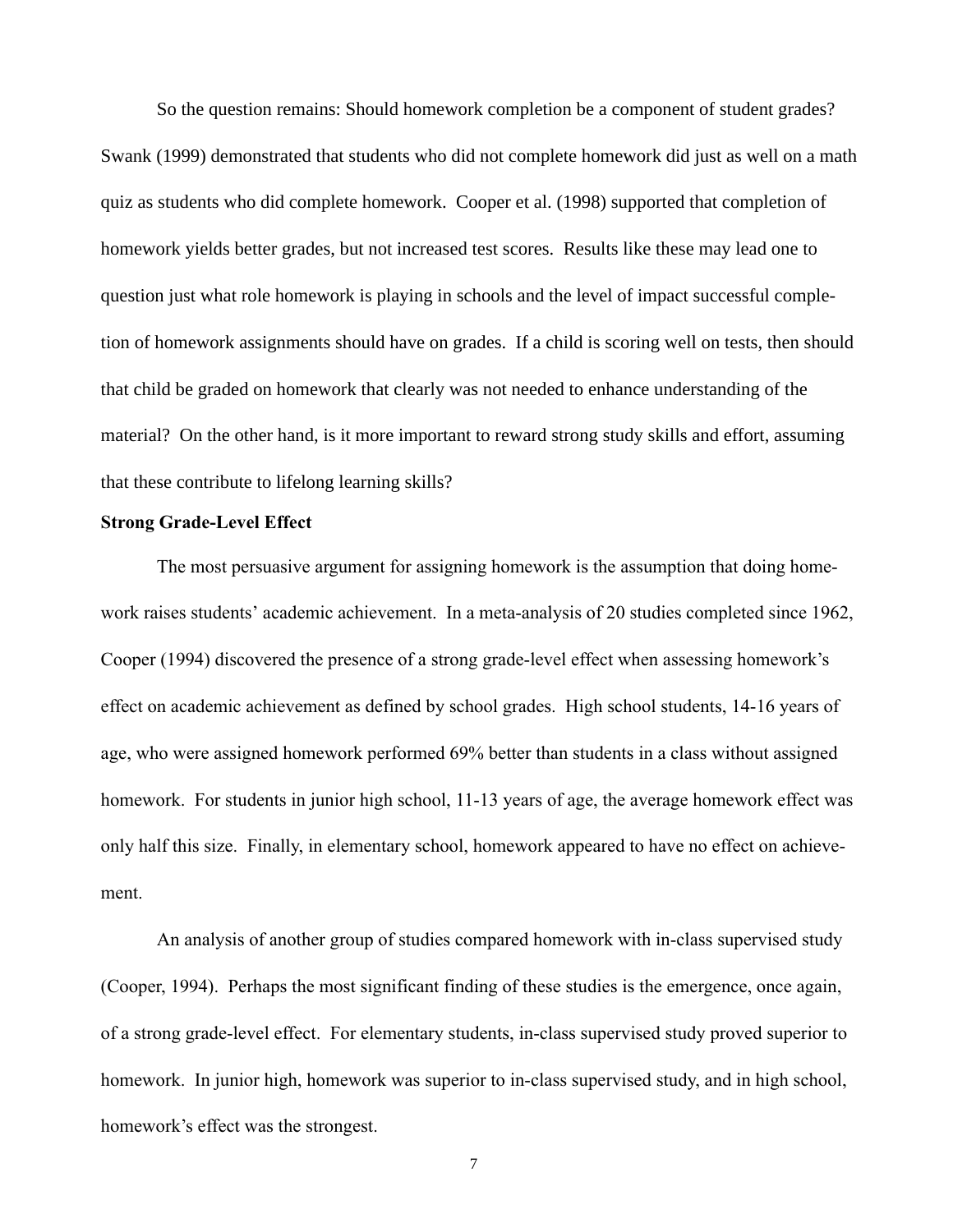So the question remains: Should homework completion be a component of student grades? Swank (1999) demonstrated that students who did not complete homework did just as well on a math quiz as students who did complete homework. Cooper et al. (1998) supported that completion of homework yields better grades, but not increased test scores. Results like these may lead one to question just what role homework is playing in schools and the level of impact successful completion of homework assignments should have on grades. If a child is scoring well on tests, then should that child be graded on homework that clearly was not needed to enhance understanding of the material? On the other hand, is it more important to reward strong study skills and effort, assuming that these contribute to lifelong learning skills?

**Strong Grade-Level Effect**

The most persuasive argument for assigning homework is the assumption that doing homework raises students' academic achievement. In a meta-analysis of 20 studies completed since 1962, Cooper (1994) discovered the presence of a strong grade-level effect when assessing homework's effect on academic achievement as defined by school grades. High school students, 14-16 years of age, who were assigned homework performed 69% better than students in a class without assigned homework. For students in junior high school, 11-13 years of age, the average homework effect was only half this size. Finally, in elementary school, homework appeared to have no effect on achievement.

An analysis of another group of studies compared homework with in-class supervised study (Cooper, 1994). Perhaps the most significant finding of these studies is the emergence, once again, of a strong grade-level effect. For elementary students, in-class supervised study proved superior to homework. In junior high, homework was superior to in-class supervised study, and in high school, homework's effect was the strongest.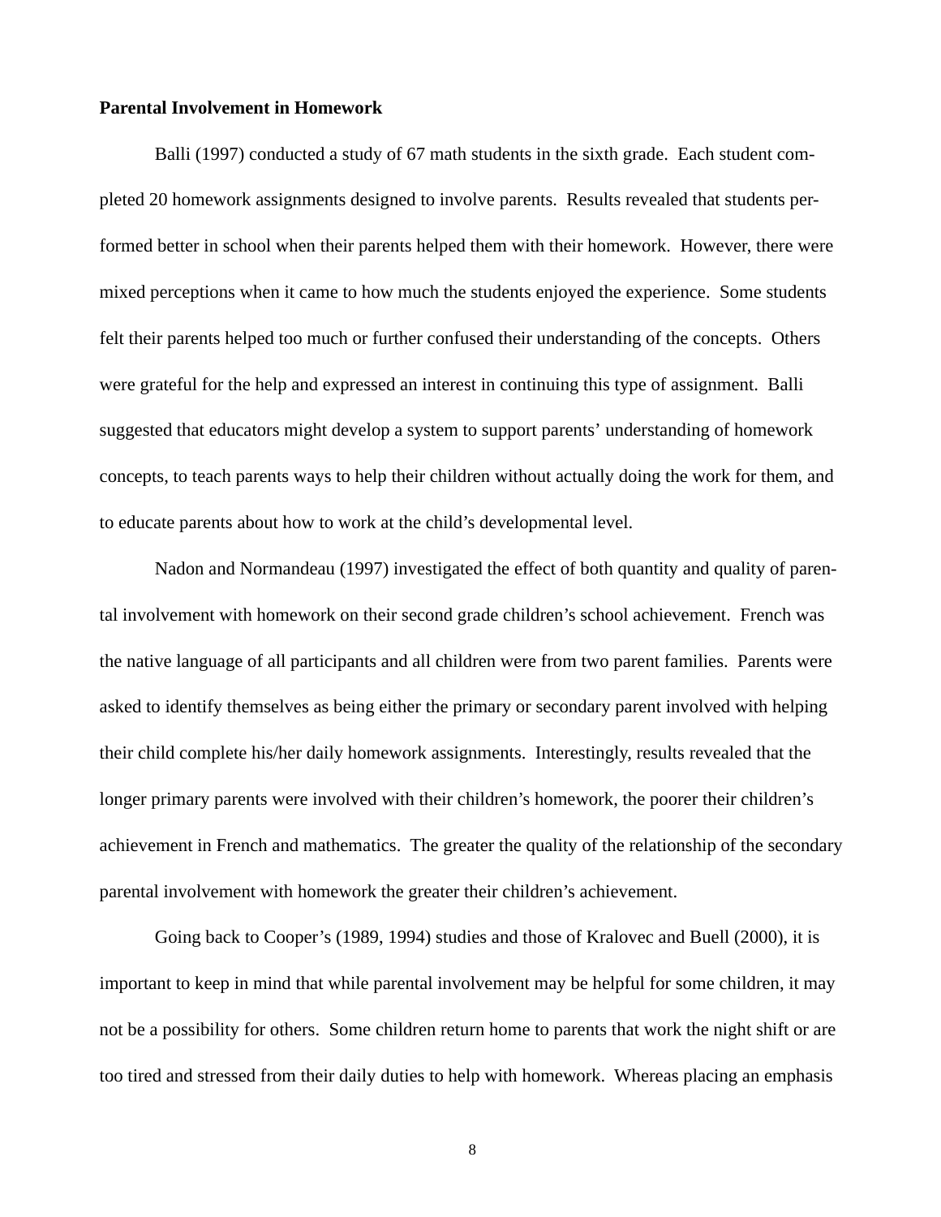**Parental Involvement in Homework**

Balli (1997) conducted a study of 67 math students in the sixth grade. Each student completed 20 homework assignments designed to involve parents. Results revealed that students performed better in school when their parents helped them with their homework. However, there were mixed perceptions when it came to how much the students enjoyed the experience. Some students felt their parents helped too much or further confused their understanding of the concepts. Others were grateful for the help and expressed an interest in continuing this type of assignment. Balli suggested that educators might develop a system to support parents' understanding of homework concepts, to teach parents ways to help their children without actually doing the work for them, and to educate parents about how to work at the child's developmental level.

Nadon and Normandeau (1997) investigated the effect of both quantity and quality of parental involvement with homework on their second grade children's school achievement. French was the native language of all participants and all children were from two parent families. Parents were asked to identify themselves as being either the primary or secondary parent involved with helping their child complete his/her daily homework assignments. Interestingly, results revealed that the longer primary parents were involved with their children's homework, the poorer their children's achievement in French and mathematics. The greater the quality of the relationship of the secondary parental involvement with homework the greater their children's achievement.

Going back to Cooper's (1989, 1994) studies and those of Kralovec and Buell (2000), it is important to keep in mind that while parental involvement may be helpful for some children, it may not be a possibility for others. Some children return home to parents that work the night shift or are too tired and stressed from their daily duties to help with homework. Whereas placing an emphasis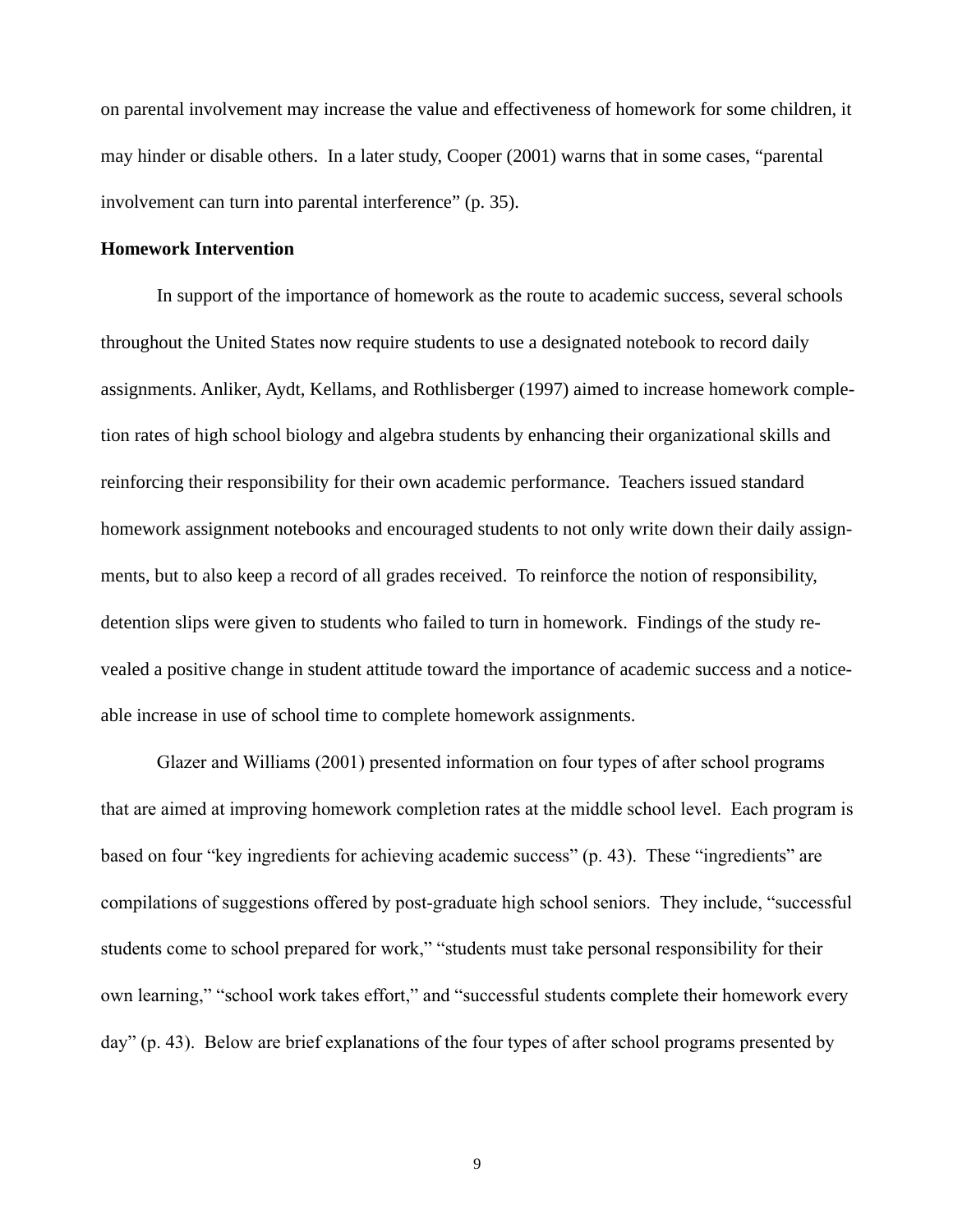on parental involvement may increase the value and effectiveness of homework for some children, it may hinder or disable others. In a later study, Cooper (2001) warns that in some cases, "parental involvement can turn into parental interference" (p. 35).

**Homework Intervention**

In support of the importance of homework as the route to academic success, several schools throughout the United States now require students to use a designated notebook to record daily assignments. Anliker, Aydt, Kellams, and Rothlisberger (1997) aimed to increase homework completion rates of high school biology and algebra students by enhancing their organizational skills and reinforcing their responsibility for their own academic performance. Teachers issued standard homework assignment notebooks and encouraged students to not only write down their daily assignments, but to also keep a record of all grades received. To reinforce the notion of responsibility, detention slips were given to students who failed to turn in homework. Findings of the study revealed a positive change in student attitude toward the importance of academic success and a noticeable increase in use of school time to complete homework assignments.

Glazer and Williams (2001) presented information on four types of after school programs that are aimed at improving homework completion rates at the middle school level. Each program is based on four "key ingredients for achieving academic success" (p. 43). These "ingredients" are compilations of suggestions offered by post-graduate high school seniors. They include, "successful students come to school prepared for work," "students must take personal responsibility for their own learning," "school work takes effort," and "successful students complete their homework every day" (p. 43). Below are brief explanations of the four types of after school programs presented by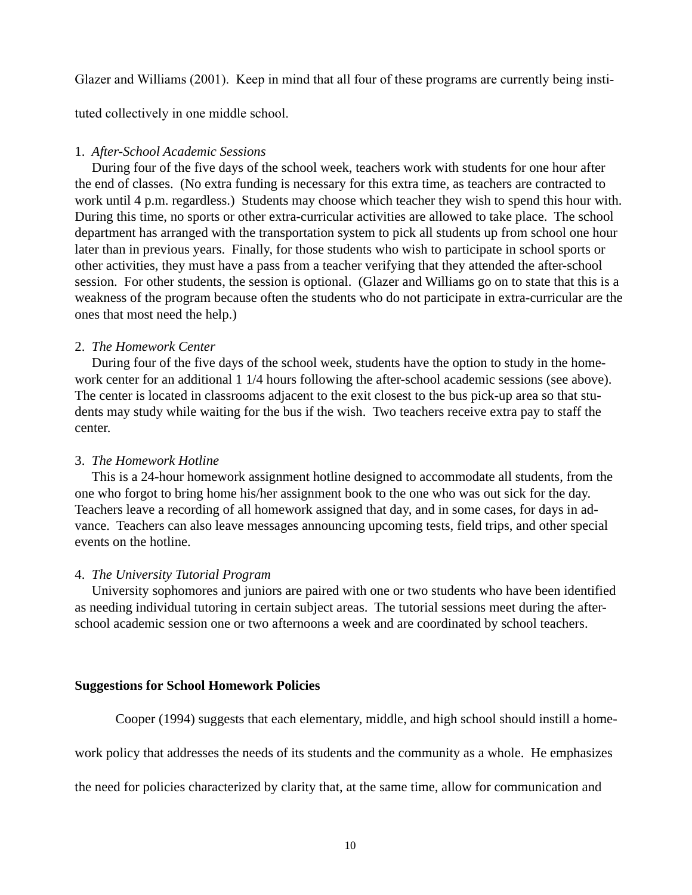Glazer and Williams (2001). Keep in mind that all four of these programs are currently being instituted collectively in one middle school.

1. *After-School Academic Sessions*

During four of the five days of the school week, teachers work with students for one hour after the end of classes. (No extra funding is necessary for this extra time, as teachers are contracted to work until 4 p.m. regardless.) Students may choose which teacher they wish to spend this hour with. During this time, no sports or other extra-curricular activities are allowed to take place. The school department has arranged with the transportation system to pick all students up from school one hour later than in previous years. Finally, for those students who wish to participate in school sports or other activities, they must have a pass from a teacher verifying that they attended the after-school session. For other students, the session is optional. (Glazer and Williams go on to state that this is a weakness of the program because often the students who do not participate in extra-curricular are the ones that most need the help.)

2. *The Homework Center*

During four of the five days of the school week, students have the option to study in the homework center for an additional 1 1/4 hours following the after-school academic sessions (see above). The center is located in classrooms adjacent to the exit closest to the bus pick-up area so that students may study while waiting for the bus if the wish. Two teachers receive extra pay to staff the center.

3. *The Homework Hotline*

This is a 24-hour homework assignment hotline designed to accommodate all students, from the one who forgot to bring home his/her assignment book to the one who was out sick for the day. Teachers leave a recording of all homework assigned that day, and in some cases, for days in advance. Teachers can also leave messages announcing upcoming tests, field trips, and other special events on the hotline.

4. *The University Tutorial Program*

University sophomores and juniors are paired with one or two students who have been identified as needing individual tutoring in certain subject areas. The tutorial sessions meet during the after-school academic session one or two afternoons a week and are coordinated by school teachers.

**Suggestions for School Homework Policies**

Cooper (1994) suggests that each elementary, middle, and high school should instill a homework policy that addresses the needs of its students and the community as a whole. He emphasizes the need for policies characterized by clarity that, at the same time, allow for communication and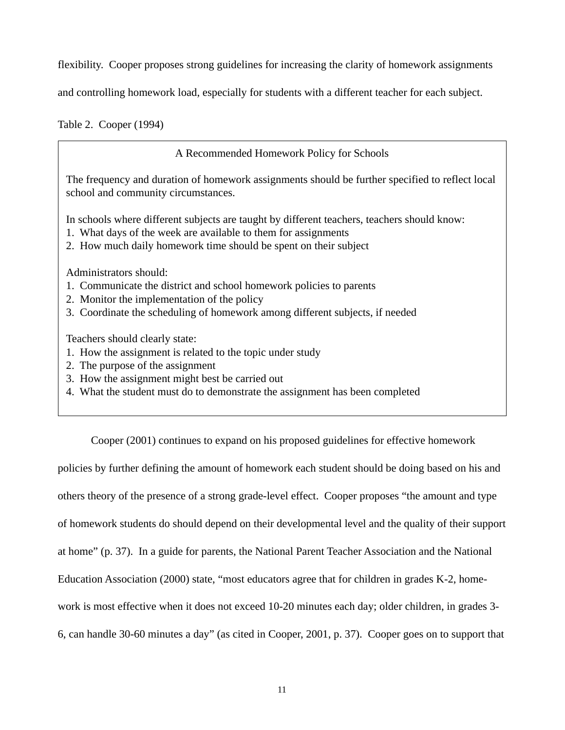flexibility. Cooper proposes strong guidelines for increasing the clarity of homework assignments and controlling homework load, especially for students with a different teacher for each subject.

Table 2. Cooper (1994)

| A Recommended Homework Policy for Schools |
|---|
| The frequency and duration of homework assignments should be further specified to reflect local school and community circumstances. |
| In schools where different subjects are taught by different teachers, teachers should know:<br>1. What days of the week are available to them for assignments<br>2. How much daily homework time should be spent on their subject |
| Administrators should:<br>1. Communicate the district and school homework policies to parents<br>2. Monitor the implementation of the policy<br>3. Coordinate the scheduling of homework among different subjects, if needed |
| Teachers should clearly state:<br>1. How the assignment is related to the topic under study<br>2. The purpose of the assignment<br>3. How the assignment might best be carried out<br>4. What the student must do to demonstrate the assignment has been completed |

Cooper (2001) continues to expand on his proposed guidelines for effective homework policies by further defining the amount of homework each student should be doing based on his and others theory of the presence of a strong grade-level effect. Cooper proposes "the amount and type of homework students do should depend on their developmental level and the quality of their support at home" (p. 37). In a guide for parents, the National Parent Teacher Association and the National Education Association (2000) state, "most educators agree that for children in grades K-2, home-work is most effective when it does not exceed 10-20 minutes each day; older children, in grades 3-6, can handle 30-60 minutes a day" (as cited in Cooper, 2001, p. 37). Cooper goes on to support that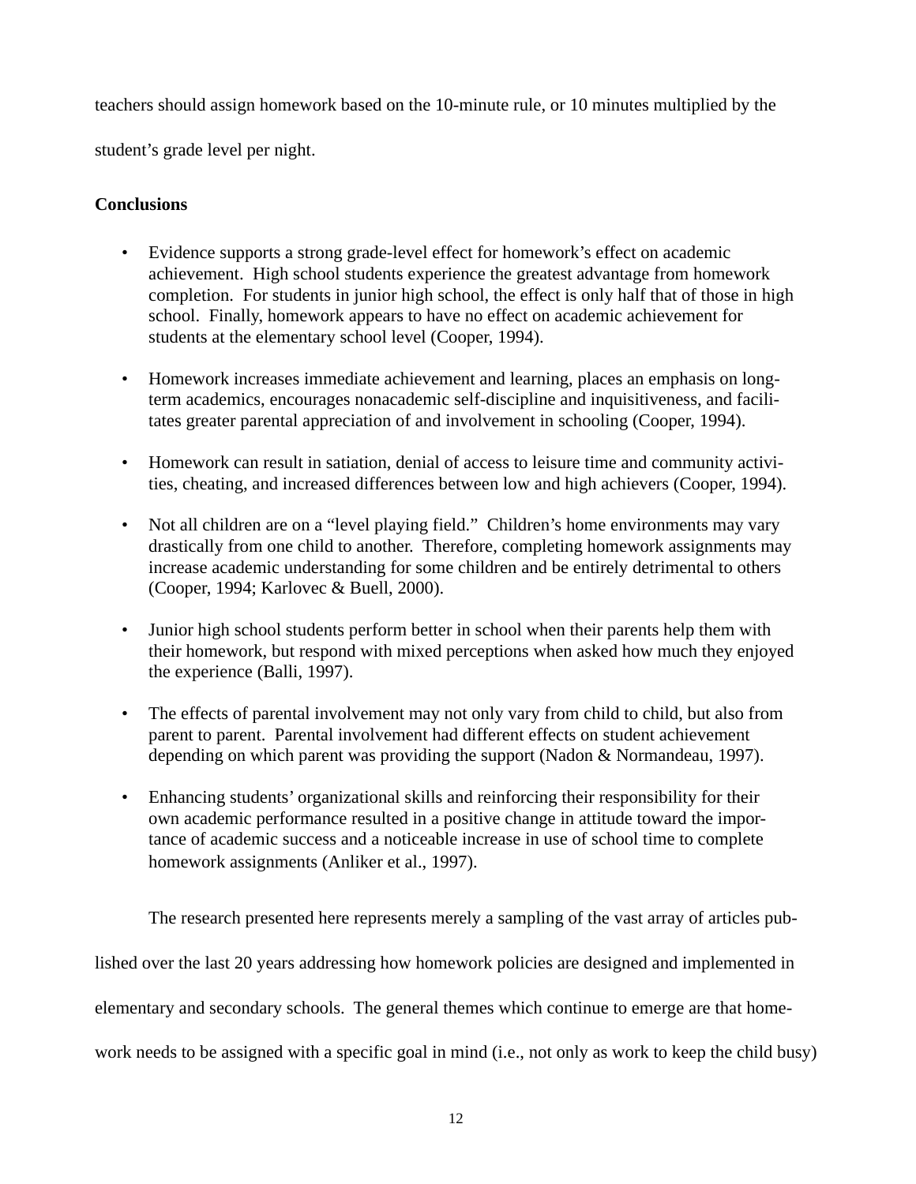teachers should assign homework based on the 10-minute rule, or 10 minutes multiplied by the student's grade level per night.

**Conclusions**

- Evidence supports a strong grade-level effect for homework's effect on academic achievement. High school students experience the greatest advantage from homework completion. For students in junior high school, the effect is only half that of those in high school. Finally, homework appears to have no effect on academic achievement for students at the elementary school level (Cooper, 1994).

- Homework increases immediate achievement and learning, places an emphasis on long-term academics, encourages nonacademic self-discipline and inquisitiveness, and facilitates greater parental appreciation of and involvement in schooling (Cooper, 1994).

- Homework can result in satiation, denial of access to leisure time and community activities, cheating, and increased differences between low and high achievers (Cooper, 1994).

- Not all children are on a "level playing field." Children's home environments may vary drastically from one child to another. Therefore, completing homework assignments may increase academic understanding for some children and be entirely detrimental to others (Cooper, 1994; Karlovec & Buell, 2000).

- Junior high school students perform better in school when their parents help them with their homework, but respond with mixed perceptions when asked how much they enjoyed the experience (Balli, 1997).

- The effects of parental involvement may not only vary from child to child, but also from parent to parent. Parental involvement had different effects on student achievement depending on which parent was providing the support (Nadon & Normandeau, 1997).

- Enhancing students' organizational skills and reinforcing their responsibility for their own academic performance resulted in a positive change in attitude toward the importance of academic success and a noticeable increase in use of school time to complete homework assignments (Anliker et al., 1997).

The research presented here represents merely a sampling of the vast array of articles published over the last 20 years addressing how homework policies are designed and implemented in elementary and secondary schools. The general themes which continue to emerge are that homework needs to be assigned with a specific goal in mind (i.e., not only as work to keep the child busy)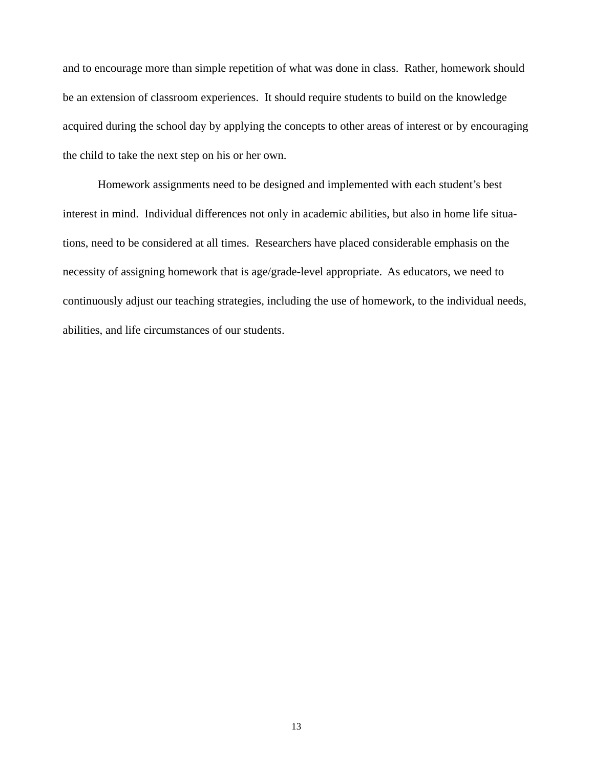and to encourage more than simple repetition of what was done in class. Rather, homework should be an extension of classroom experiences. It should require students to build on the knowledge acquired during the school day by applying the concepts to other areas of interest or by encouraging the child to take the next step on his or her own.

Homework assignments need to be designed and implemented with each student's best interest in mind. Individual differences not only in academic abilities, but also in home life situations, need to be considered at all times. Researchers have placed considerable emphasis on the necessity of assigning homework that is age/grade-level appropriate. As educators, we need to continuously adjust our teaching strategies, including the use of homework, to the individual needs, abilities, and life circumstances of our students.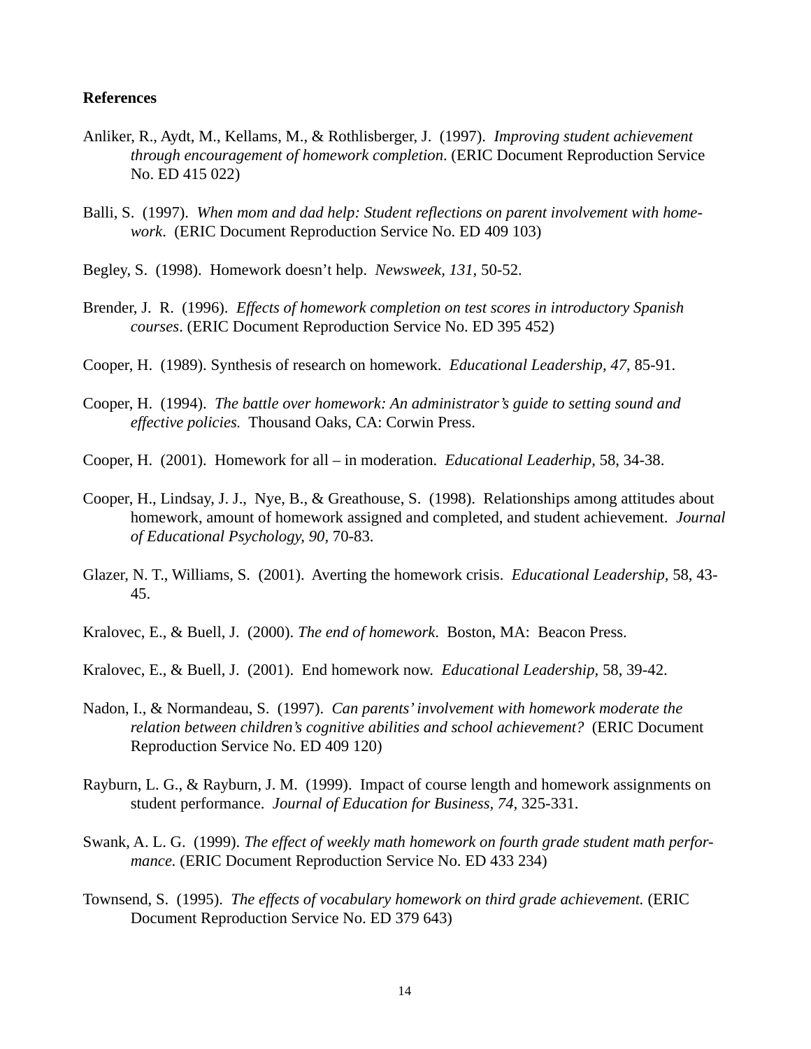**References**

Anliker, R., Aydt, M., Kellams, M., & Rothlisberger, J. (1997). *Improving student achievement through encouragement of homework completion*. (ERIC Document Reproduction Service No. ED 415 022)

Balli, S. (1997). *When mom and dad help: Student reflections on parent involvement with homework*. (ERIC Document Reproduction Service No. ED 409 103)

Begley, S. (1998). Homework doesn't help. *Newsweek, 131,* 50-52.

Brender, J. R. (1996). *Effects of homework completion on test scores in introductory Spanish courses*. (ERIC Document Reproduction Service No. ED 395 452)

Cooper, H. (1989). Synthesis of research on homework. *Educational Leadership, 47*, 85-91.

Cooper, H. (1994). *The battle over homework: An administrator's guide to setting sound and effective policies.* Thousand Oaks, CA: Corwin Press.

Cooper, H. (2001). Homework for all – in moderation. *Educational Leaderhip,* 58, 34-38.

Cooper, H., Lindsay, J. J., Nye, B., & Greathouse, S. (1998). Relationships among attitudes about homework, amount of homework assigned and completed, and student achievement. *Journal of Educational Psychology, 90,* 70-83.

Glazer, N. T., Williams, S. (2001). Averting the homework crisis. *Educational Leadership,* 58, 43-45.

Kralovec, E., & Buell, J. (2000). *The end of homework*. Boston, MA: Beacon Press.

Kralovec, E., & Buell, J. (2001). End homework now. *Educational Leadership,* 58, 39-42.

Nadon, I., & Normandeau, S. (1997). *Can parents' involvement with homework moderate the relation between children's cognitive abilities and school achievement?* (ERIC Document Reproduction Service No. ED 409 120)

Rayburn, L. G., & Rayburn, J. M. (1999). Impact of course length and homework assignments on student performance. *Journal of Education for Business, 74,* 325-331.

Swank, A. L. G. (1999). *The effect of weekly math homework on fourth grade student math performance.* (ERIC Document Reproduction Service No. ED 433 234)

Townsend, S. (1995). *The effects of vocabulary homework on third grade achievement.* (ERIC Document Reproduction Service No. ED 379 643)